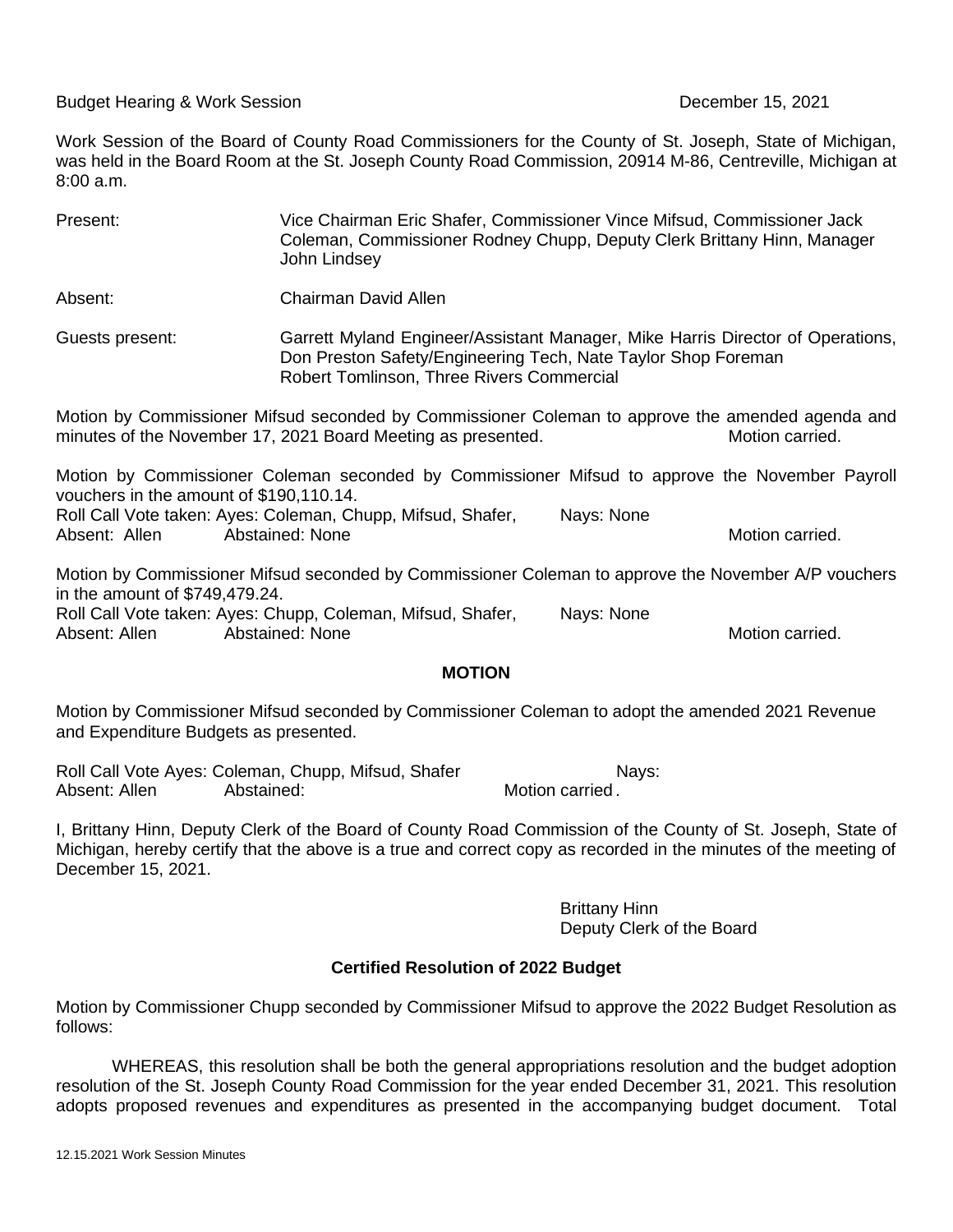Budget Hearing & Work Session December 15, 2021

Work Session of the Board of County Road Commissioners for the County of St. Joseph, State of Michigan, was held in the Board Room at the St. Joseph County Road Commission, 20914 M-86, Centreville, Michigan at 8:00 a.m.

Present: Vice Chairman Eric Shafer, Commissioner Vince Mifsud, Commissioner Jack Coleman, Commissioner Rodney Chupp, Deputy Clerk Brittany Hinn, Manager John Lindsey

Absent: Chairman David Allen

Guests present: Garrett Myland Engineer/Assistant Manager, Mike Harris Director of Operations, Don Preston Safety/Engineering Tech, Nate Taylor Shop Foreman, Robert Tomlinson, Three Rivers Commercial

Motion by Commissioner Mifsud seconded by Commissioner Coleman to approve the amended agenda and minutes of the November 17, 2021 Board Meeting as presented. Motion carried.

Motion by Commissioner Coleman seconded by Commissioner Mifsud to approve the November Payroll vouchers in the amount of $190,110.14.
Roll Call Vote taken: Ayes: Coleman, Chupp, Mifsud, Shafer, Nays: None
Absent: Allen Abstained: None Motion carried.

Motion by Commissioner Mifsud seconded by Commissioner Coleman to approve the November A/P vouchers in the amount of $749,479.24.
Roll Call Vote taken: Ayes: Chupp, Coleman, Mifsud, Shafer, Nays: None
Absent: Allen Abstained: None Motion carried.

## MOTION

Motion by Commissioner Mifsud seconded by Commissioner Coleman to adopt the amended 2021 Revenue and Expenditure Budgets as presented.

Roll Call Vote Ayes: Coleman, Chupp, Mifsud, Shafer Nays:
Absent: Allen Abstained: Motion carried.

I, Brittany Hinn, Deputy Clerk of the Board of County Road Commission of the County of St. Joseph, State of Michigan, hereby certify that the above is a true and correct copy as recorded in the minutes of the meeting of December 15, 2021.

Brittany Hinn
Deputy Clerk of the Board

## Certified Resolution of 2022 Budget

Motion by Commissioner Chupp seconded by Commissioner Mifsud to approve the 2022 Budget Resolution as follows:

WHEREAS, this resolution shall be both the general appropriations resolution and the budget adoption resolution of the St. Joseph County Road Commission for the year ended December 31, 2021. This resolution adopts proposed revenues and expenditures as presented in the accompanying budget document. Total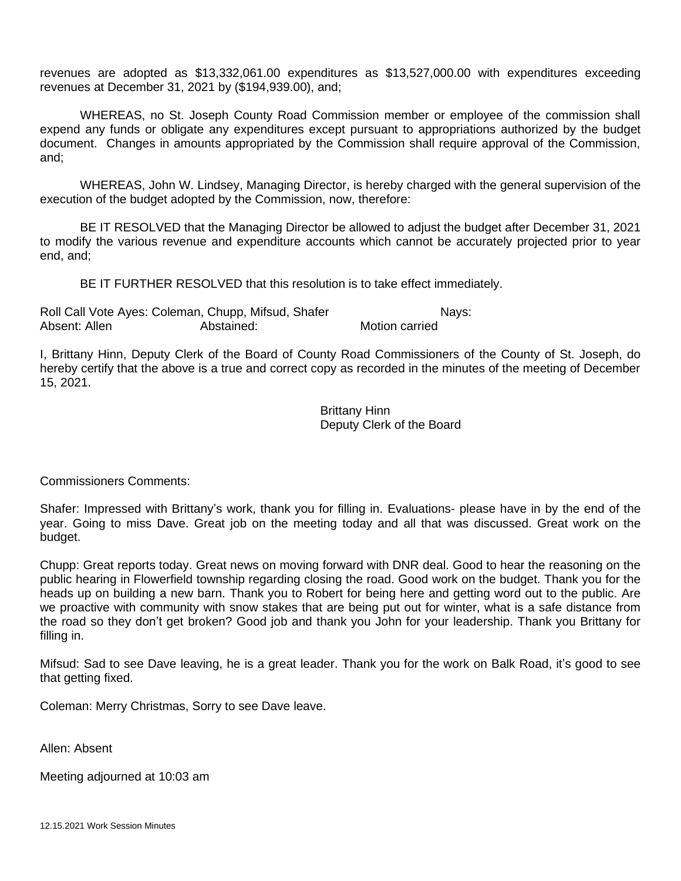revenues are adopted as $13,332,061.00 expenditures as $13,527,000.00 with expenditures exceeding revenues at December 31, 2021 by ($194,939.00), and;

WHEREAS, no St. Joseph County Road Commission member or employee of the commission shall expend any funds or obligate any expenditures except pursuant to appropriations authorized by the budget document. Changes in amounts appropriated by the Commission shall require approval of the Commission, and;

WHEREAS, John W. Lindsey, Managing Director, is hereby charged with the general supervision of the execution of the budget adopted by the Commission, now, therefore:

BE IT RESOLVED that the Managing Director be allowed to adjust the budget after December 31, 2021 to modify the various revenue and expenditure accounts which cannot be accurately projected prior to year end, and;

BE IT FURTHER RESOLVED that this resolution is to take effect immediately.

Roll Call Vote Ayes: Coleman, Chupp, Mifsud, Shafer  Nays:
Absent: Allen  Abstained:  Motion carried

I, Brittany Hinn, Deputy Clerk of the Board of County Road Commissioners of the County of St. Joseph, do hereby certify that the above is a true and correct copy as recorded in the minutes of the meeting of December 15, 2021.

Brittany Hinn
Deputy Clerk of the Board

Commissioners Comments:

Shafer: Impressed with Brittany's work, thank you for filling in. Evaluations- please have in by the end of the year. Going to miss Dave. Great job on the meeting today and all that was discussed. Great work on the budget.

Chupp: Great reports today. Great news on moving forward with DNR deal. Good to hear the reasoning on the public hearing in Flowerfield township regarding closing the road. Good work on the budget. Thank you for the heads up on building a new barn. Thank you to Robert for being here and getting word out to the public. Are we proactive with community with snow stakes that are being put out for winter, what is a safe distance from the road so they don't get broken? Good job and thank you John for your leadership. Thank you Brittany for filling in.

Mifsud: Sad to see Dave leaving, he is a great leader. Thank you for the work on Balk Road, it's good to see that getting fixed.

Coleman: Merry Christmas, Sorry to see Dave leave.

Allen: Absent

Meeting adjourned at 10:03 am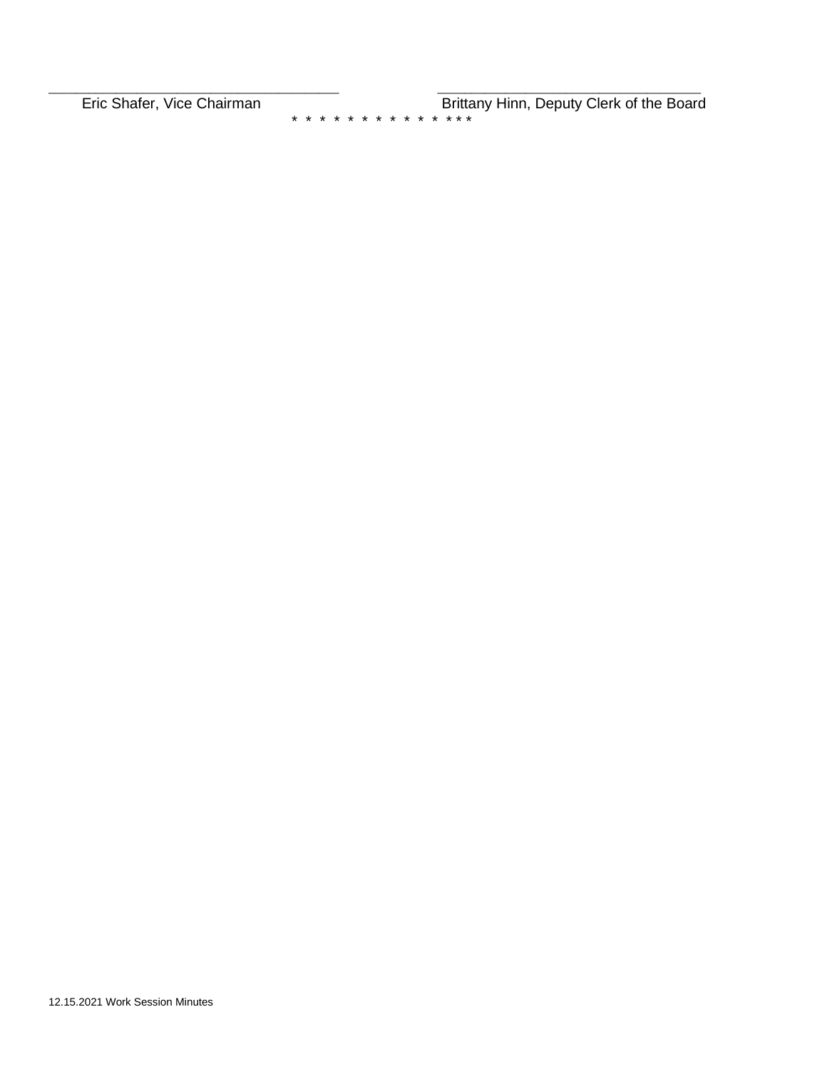\_\_\_\_\_\_\_\_\_\_\_\_\_\_\_\_\_\_\_\_\_\_\_\_\_\_\_\_\_\_\_\_\_\_\_\_ \_\_\_\_\_\_\_\_\_\_\_\_\_\_\_\_\_\_\_\_\_\_\_\_\_\_\_\_\_\_\_\_\_

Eric Shafer, Vice Chairman Brittany Hinn, Deputy Clerk of the Board

\* \* \* \* \* \* \* \* \* \* \* \* \* \* \*

12.15.2021 Work Session Minutes